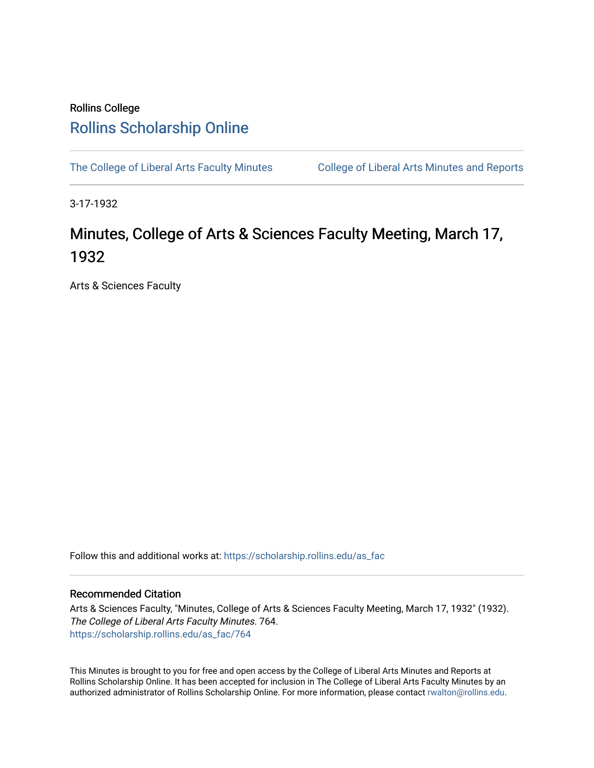Rollins College

# Rollins Scholarship Online

The College of Liberal Arts Faculty Minutes

College of Liberal Arts Minutes and Reports

3-17-1932

# Minutes, College of Arts & Sciences Faculty Meeting, March 17, 1932

Arts & Sciences Faculty

Follow this and additional works at: https://scholarship.rollins.edu/as_fac

## Recommended Citation

Arts & Sciences Faculty, "Minutes, College of Arts & Sciences Faculty Meeting, March 17, 1932" (1932). *The College of Liberal Arts Faculty Minutes*. 764.
https://scholarship.rollins.edu/as_fac/764

This Minutes is brought to you for free and open access by the College of Liberal Arts Minutes and Reports at Rollins Scholarship Online. It has been accepted for inclusion in The College of Liberal Arts Faculty Minutes by an authorized administrator of Rollins Scholarship Online. For more information, please contact rwalton@rollins.edu.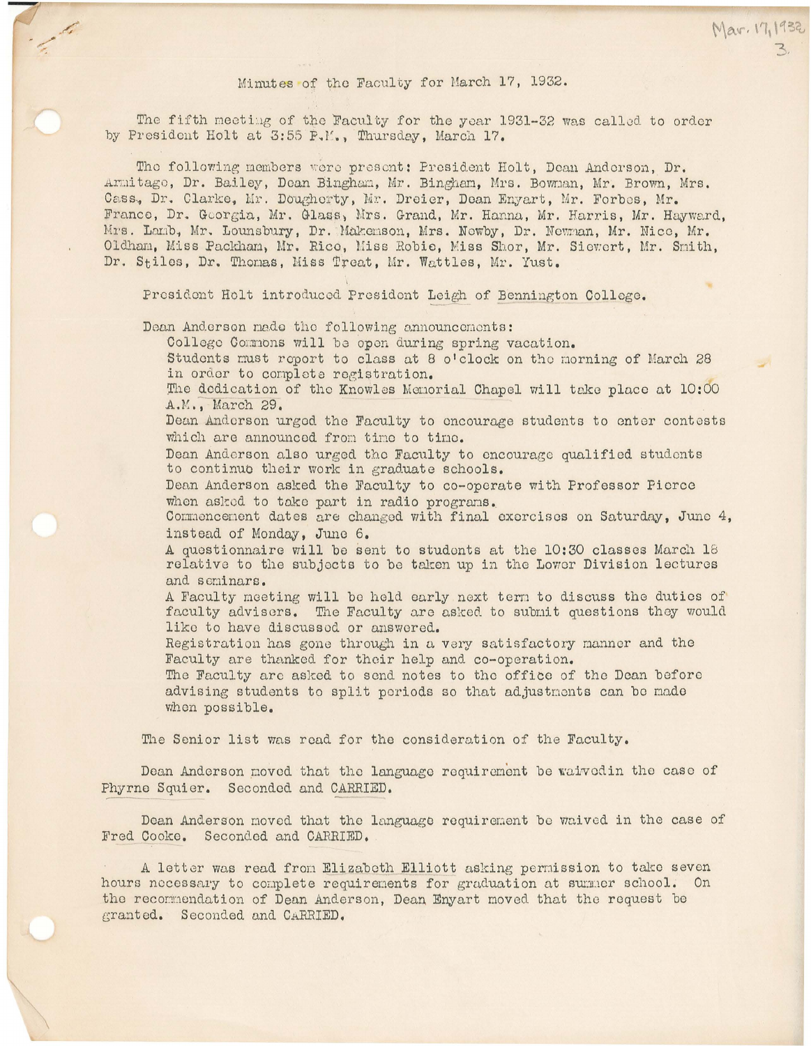Minutes of the Faculty for March 17, 1932.

The fifth meeting of the Faculty for the year 1931-32 was called to order by President Holt at 3:55 P.M., Thursday, March 17.

The following members were present: President Holt, Dean Anderson, Dr. Armitage, Dr. Bailey, Dean Bingham, Mr. Bingham, Mrs. Bowman, Mr. Brown, Mrs. Cass, Dr. Clarke, Mr. Dougherty, Mr. Dreier, Dean Enyart, Mr. Forbes, Mr. France, Dr. Georgia, Mr. Glass, Mrs. Grand, Mr. Hanna, Mr. Harris, Mr. Hayward, Mrs. Lamb, Mr. Lounsbury, Dr. Makenson, Mrs. Newby, Dr. Newman, Mr. Nice, Mr. Oldham, Miss Packham, Mr. Rico, Miss Robie, Miss Shor, Mr. Siewert, Mr. Smith, Dr. Stiles, Dr. Thomas, Miss Treat, Mr. Wattles, Mr. Yust.

President Holt introduced President Leigh of Bennington College.

Dean Anderson made the following announcements:

College Commons will be open during spring vacation.
Students must report to class at 8 o'clock on the morning of March 28 in order to complete registration.
The dedication of the Knowles Memorial Chapel will take place at 10:00 A.M., March 29.
Dean Anderson urged the Faculty to encourage students to enter contests which are announced from time to time.
Dean Anderson also urged the Faculty to encourage qualified students to continue their work in graduate schools.
Dean Anderson asked the Faculty to co-operate with Professor Pierce when asked to take part in radio programs.
Commencement dates are changed with final exercises on Saturday, June 4, instead of Monday, June 6.
A questionnaire will be sent to students at the 10:30 classes March 18 relative to the subjects to be taken up in the Lower Division lectures and seminars.
A Faculty meeting will be held early next term to discuss the duties of faculty advisers. The Faculty are asked to submit questions they would like to have discussed or answered.
Registration has gone through in a very satisfactory manner and the Faculty are thanked for their help and co-operation.
The Faculty are asked to send notes to the office of the Dean before advising students to split periods so that adjustments can be made when possible.

The Senior list was read for the consideration of the Faculty.

Dean Anderson moved that the language requirement be waivedin the case of Phyrne Squier. Seconded and CARRIED.

Dean Anderson moved that the language requirement be waived in the case of Fred Cooke. Seconded and CARRIED.

A letter was read from Elizabeth Elliott asking permission to take seven hours necessary to complete requirements for graduation at summer school. On the recommendation of Dean Anderson, Dean Enyart moved that the request be granted. Seconded and CARRIED.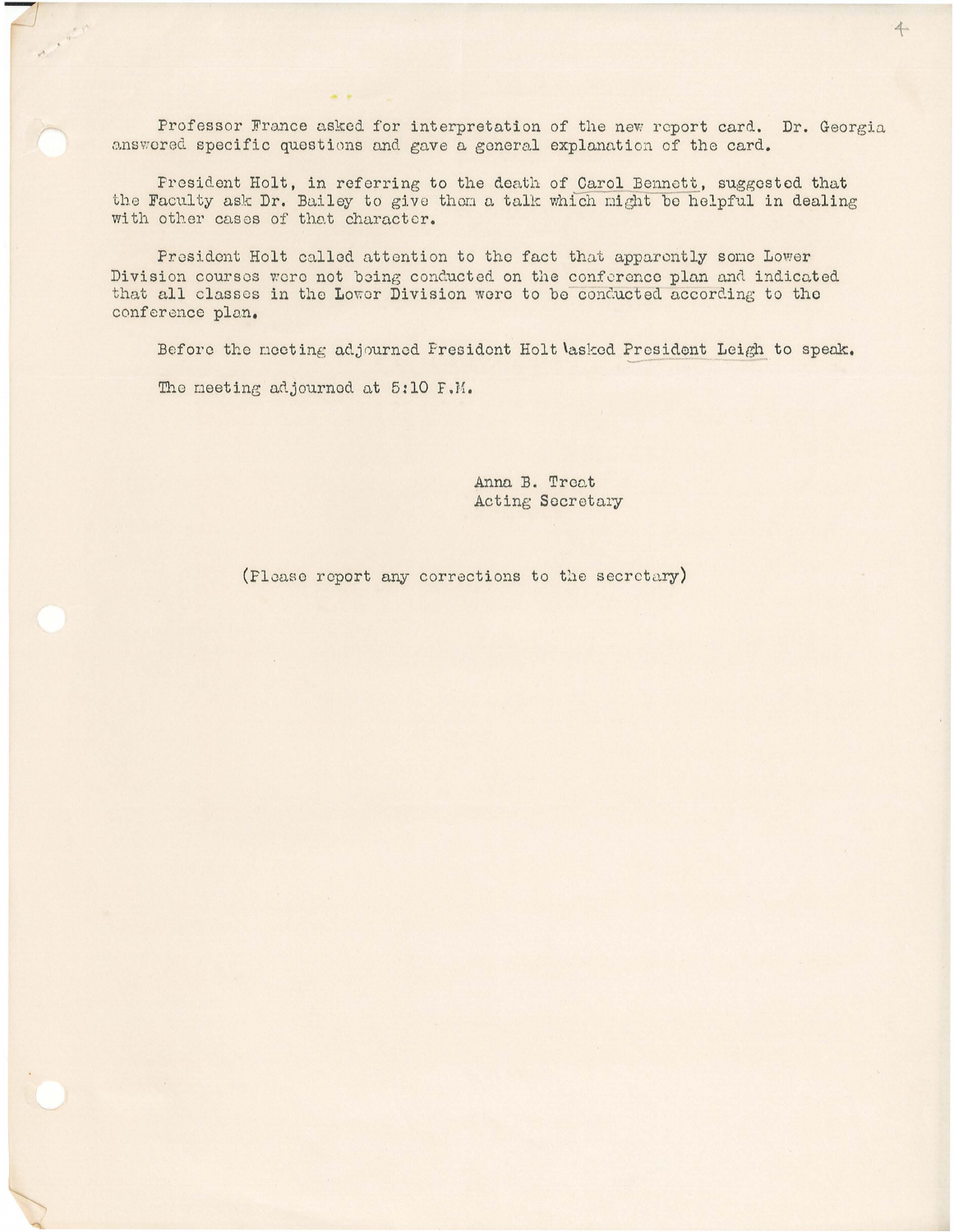Professor France asked for interpretation of the new report card. Dr. Georgia answered specific questions and gave a general explanation of the card.

President Holt, in referring to the death of Carol Bennett, suggested that the Faculty ask Dr. Bailey to give them a talk which might be helpful in dealing with other cases of that character.

President Holt called attention to the fact that apparently some Lower Division courses were not being conducted on the conference plan and indicated that all classes in the Lower Division were to be conducted according to the conference plan.

Before the meeting adjourned President Holt asked President Leigh to speak.

The meeting adjourned at 5:10 P.M.

Anna B. Treat
Acting Secretary

(Please report any corrections to the secretary)